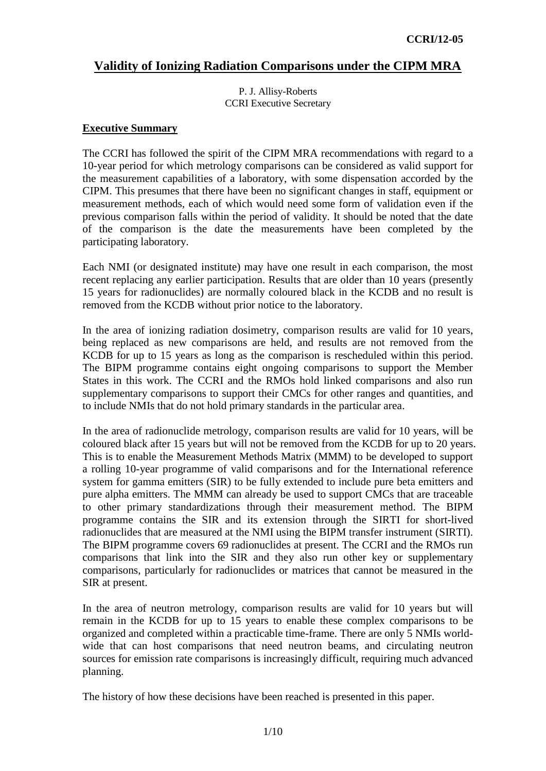CCRI/12-05

# Validity of Ionizing Radiation Comparisons under the CIPM MRA

P. J. Allisy-Roberts
CCRI Executive Secretary

## Executive Summary

The CCRI has followed the spirit of the CIPM MRA recommendations with regard to a 10-year period for which metrology comparisons can be considered as valid support for the measurement capabilities of a laboratory, with some dispensation accorded by the CIPM. This presumes that there have been no significant changes in staff, equipment or measurement methods, each of which would need some form of validation even if the previous comparison falls within the period of validity. It should be noted that the date of the comparison is the date the measurements have been completed by the participating laboratory.

Each NMI (or designated institute) may have one result in each comparison, the most recent replacing any earlier participation. Results that are older than 10 years (presently 15 years for radionuclides) are normally coloured black in the KCDB and no result is removed from the KCDB without prior notice to the laboratory.

In the area of ionizing radiation dosimetry, comparison results are valid for 10 years, being replaced as new comparisons are held, and results are not removed from the KCDB for up to 15 years as long as the comparison is rescheduled within this period. The BIPM programme contains eight ongoing comparisons to support the Member States in this work. The CCRI and the RMOs hold linked comparisons and also run supplementary comparisons to support their CMCs for other ranges and quantities, and to include NMIs that do not hold primary standards in the particular area.

In the area of radionuclide metrology, comparison results are valid for 10 years, will be coloured black after 15 years but will not be removed from the KCDB for up to 20 years. This is to enable the Measurement Methods Matrix (MMM) to be developed to support a rolling 10-year programme of valid comparisons and for the International reference system for gamma emitters (SIR) to be fully extended to include pure beta emitters and pure alpha emitters. The MMM can already be used to support CMCs that are traceable to other primary standardizations through their measurement method. The BIPM programme contains the SIR and its extension through the SIRTI for short-lived radionuclides that are measured at the NMI using the BIPM transfer instrument (SIRTI). The BIPM programme covers 69 radionuclides at present. The CCRI and the RMOs run comparisons that link into the SIR and they also run other key or supplementary comparisons, particularly for radionuclides or matrices that cannot be measured in the SIR at present.

In the area of neutron metrology, comparison results are valid for 10 years but will remain in the KCDB for up to 15 years to enable these complex comparisons to be organized and completed within a practicable time-frame. There are only 5 NMIs world-wide that can host comparisons that need neutron beams, and circulating neutron sources for emission rate comparisons is increasingly difficult, requiring much advanced planning.

The history of how these decisions have been reached is presented in this paper.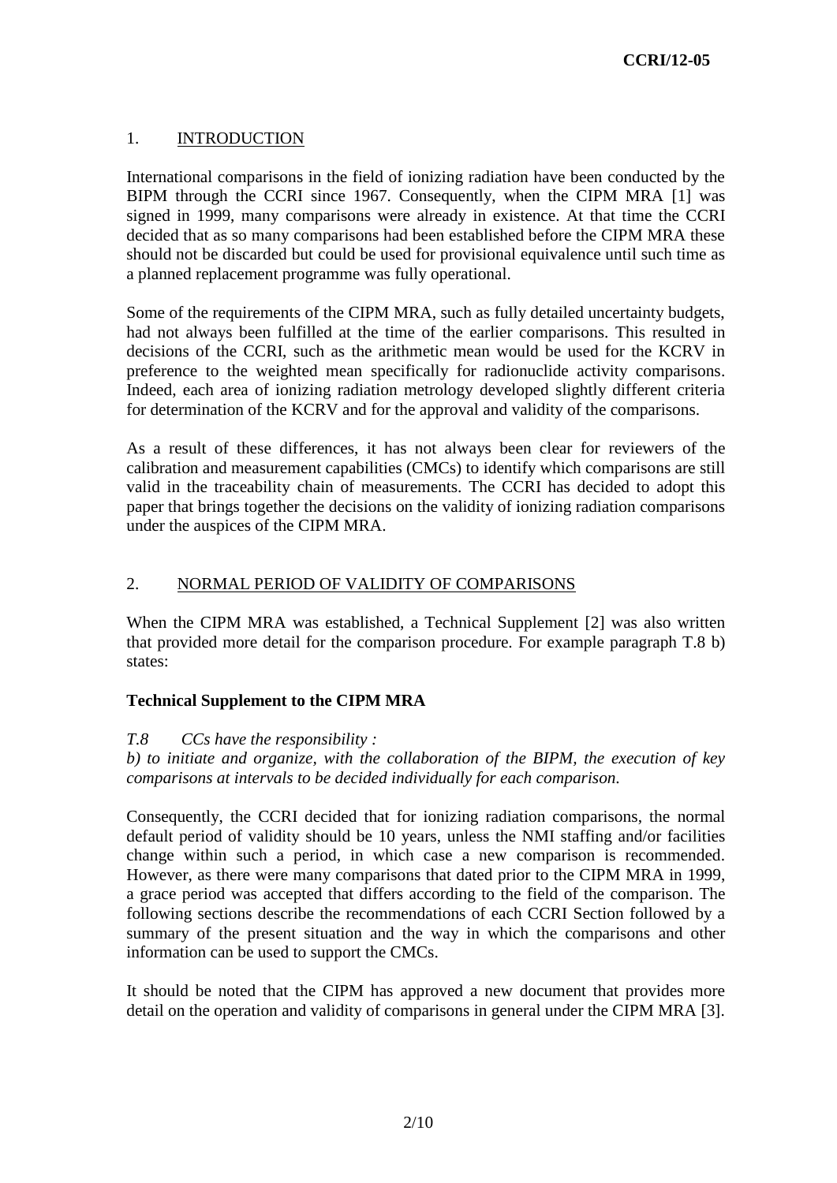## 1. INTRODUCTION

International comparisons in the field of ionizing radiation have been conducted by the BIPM through the CCRI since 1967. Consequently, when the CIPM MRA [1] was signed in 1999, many comparisons were already in existence. At that time the CCRI decided that as so many comparisons had been established before the CIPM MRA these should not be discarded but could be used for provisional equivalence until such time as a planned replacement programme was fully operational.

Some of the requirements of the CIPM MRA, such as fully detailed uncertainty budgets, had not always been fulfilled at the time of the earlier comparisons. This resulted in decisions of the CCRI, such as the arithmetic mean would be used for the KCRV in preference to the weighted mean specifically for radionuclide activity comparisons. Indeed, each area of ionizing radiation metrology developed slightly different criteria for determination of the KCRV and for the approval and validity of the comparisons.

As a result of these differences, it has not always been clear for reviewers of the calibration and measurement capabilities (CMCs) to identify which comparisons are still valid in the traceability chain of measurements. The CCRI has decided to adopt this paper that brings together the decisions on the validity of ionizing radiation comparisons under the auspices of the CIPM MRA.

## 2. NORMAL PERIOD OF VALIDITY OF COMPARISONS

When the CIPM MRA was established, a Technical Supplement [2] was also written that provided more detail for the comparison procedure. For example paragraph T.8 b) states:

**Technical Supplement to the CIPM MRA**

*T.8 CCs have the responsibility :*
*b) to initiate and organize, with the collaboration of the BIPM, the execution of key comparisons at intervals to be decided individually for each comparison.*

Consequently, the CCRI decided that for ionizing radiation comparisons, the normal default period of validity should be 10 years, unless the NMI staffing and/or facilities change within such a period, in which case a new comparison is recommended. However, as there were many comparisons that dated prior to the CIPM MRA in 1999, a grace period was accepted that differs according to the field of the comparison. The following sections describe the recommendations of each CCRI Section followed by a summary of the present situation and the way in which the comparisons and other information can be used to support the CMCs.

It should be noted that the CIPM has approved a new document that provides more detail on the operation and validity of comparisons in general under the CIPM MRA [3].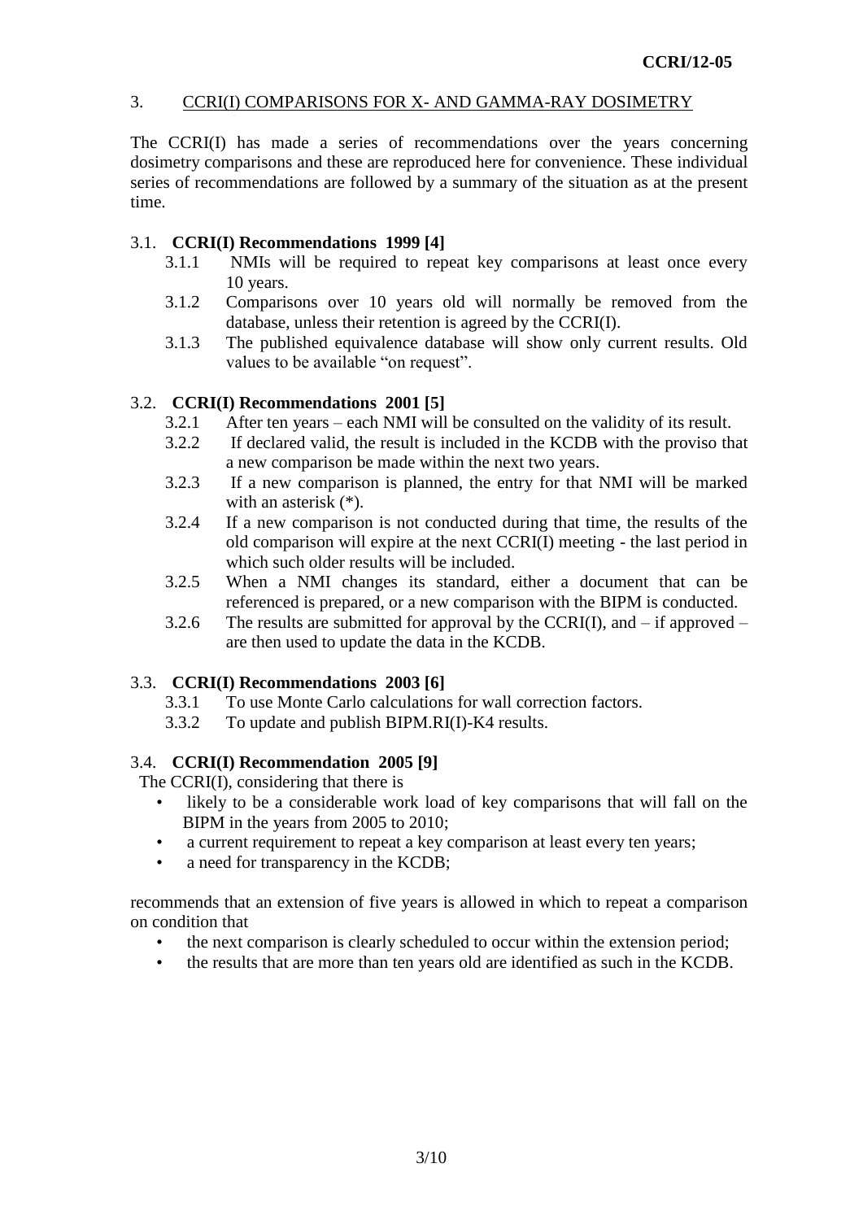## 3. CCRI(I) COMPARISONS FOR X- AND GAMMA-RAY DOSIMETRY

The CCRI(I) has made a series of recommendations over the years concerning dosimetry comparisons and these are reproduced here for convenience. These individual series of recommendations are followed by a summary of the situation as at the present time.

### 3.1. **CCRI(I) Recommendations 1999 [4]**

- 3.1.1 NMIs will be required to repeat key comparisons at least once every 10 years.
- 3.1.2 Comparisons over 10 years old will normally be removed from the database, unless their retention is agreed by the CCRI(I).
- 3.1.3 The published equivalence database will show only current results. Old values to be available "on request".

### 3.2. **CCRI(I) Recommendations 2001 [5]**

- 3.2.1 After ten years – each NMI will be consulted on the validity of its result.
- 3.2.2 If declared valid, the result is included in the KCDB with the proviso that a new comparison be made within the next two years.
- 3.2.3 If a new comparison is planned, the entry for that NMI will be marked with an asterisk (*).
- 3.2.4 If a new comparison is not conducted during that time, the results of the old comparison will expire at the next CCRI(I) meeting - the last period in which such older results will be included.
- 3.2.5 When a NMI changes its standard, either a document that can be referenced is prepared, or a new comparison with the BIPM is conducted.
- 3.2.6 The results are submitted for approval by the CCRI(I), and – if approved – are then used to update the data in the KCDB.

### 3.3. **CCRI(I) Recommendations 2003 [6]**

- 3.3.1 To use Monte Carlo calculations for wall correction factors.
- 3.3.2 To update and publish BIPM.RI(I)-K4 results.

### 3.4. **CCRI(I) Recommendation 2005 [9]**

The CCRI(I), considering that there is

- likely to be a considerable work load of key comparisons that will fall on the BIPM in the years from 2005 to 2010;
- a current requirement to repeat a key comparison at least every ten years;
- a need for transparency in the KCDB;

recommends that an extension of five years is allowed in which to repeat a comparison on condition that

- the next comparison is clearly scheduled to occur within the extension period;
- the results that are more than ten years old are identified as such in the KCDB.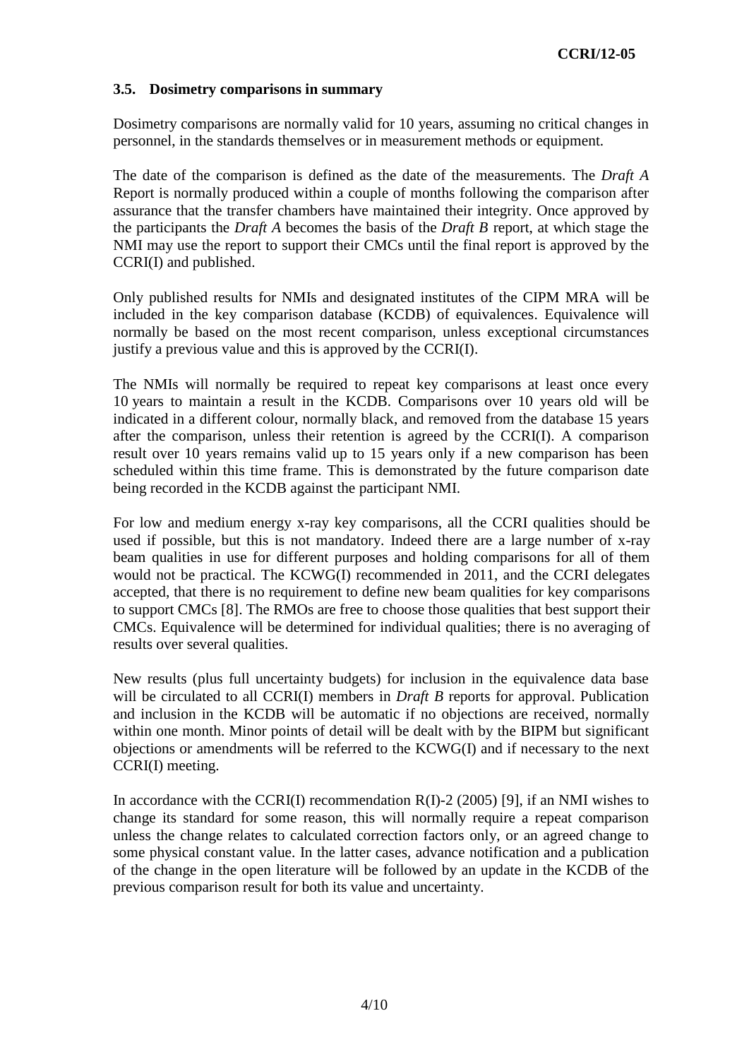### 3.5. Dosimetry comparisons in summary

Dosimetry comparisons are normally valid for 10 years, assuming no critical changes in personnel, in the standards themselves or in measurement methods or equipment.

The date of the comparison is defined as the date of the measurements. The *Draft A* Report is normally produced within a couple of months following the comparison after assurance that the transfer chambers have maintained their integrity. Once approved by the participants the *Draft A* becomes the basis of the *Draft B* report, at which stage the NMI may use the report to support their CMCs until the final report is approved by the CCRI(I) and published.

Only published results for NMIs and designated institutes of the CIPM MRA will be included in the key comparison database (KCDB) of equivalences. Equivalence will normally be based on the most recent comparison, unless exceptional circumstances justify a previous value and this is approved by the CCRI(I).

The NMIs will normally be required to repeat key comparisons at least once every 10 years to maintain a result in the KCDB. Comparisons over 10 years old will be indicated in a different colour, normally black, and removed from the database 15 years after the comparison, unless their retention is agreed by the CCRI(I). A comparison result over 10 years remains valid up to 15 years only if a new comparison has been scheduled within this time frame. This is demonstrated by the future comparison date being recorded in the KCDB against the participant NMI.

For low and medium energy x-ray key comparisons, all the CCRI qualities should be used if possible, but this is not mandatory. Indeed there are a large number of x-ray beam qualities in use for different purposes and holding comparisons for all of them would not be practical. The KCWG(I) recommended in 2011, and the CCRI delegates accepted, that there is no requirement to define new beam qualities for key comparisons to support CMCs [8]. The RMOs are free to choose those qualities that best support their CMCs. Equivalence will be determined for individual qualities; there is no averaging of results over several qualities.

New results (plus full uncertainty budgets) for inclusion in the equivalence data base will be circulated to all CCRI(I) members in *Draft B* reports for approval. Publication and inclusion in the KCDB will be automatic if no objections are received, normally within one month. Minor points of detail will be dealt with by the BIPM but significant objections or amendments will be referred to the KCWG(I) and if necessary to the next CCRI(I) meeting.

In accordance with the CCRI(I) recommendation R(I)-2 (2005) [9], if an NMI wishes to change its standard for some reason, this will normally require a repeat comparison unless the change relates to calculated correction factors only, or an agreed change to some physical constant value. In the latter cases, advance notification and a publication of the change in the open literature will be followed by an update in the KCDB of the previous comparison result for both its value and uncertainty.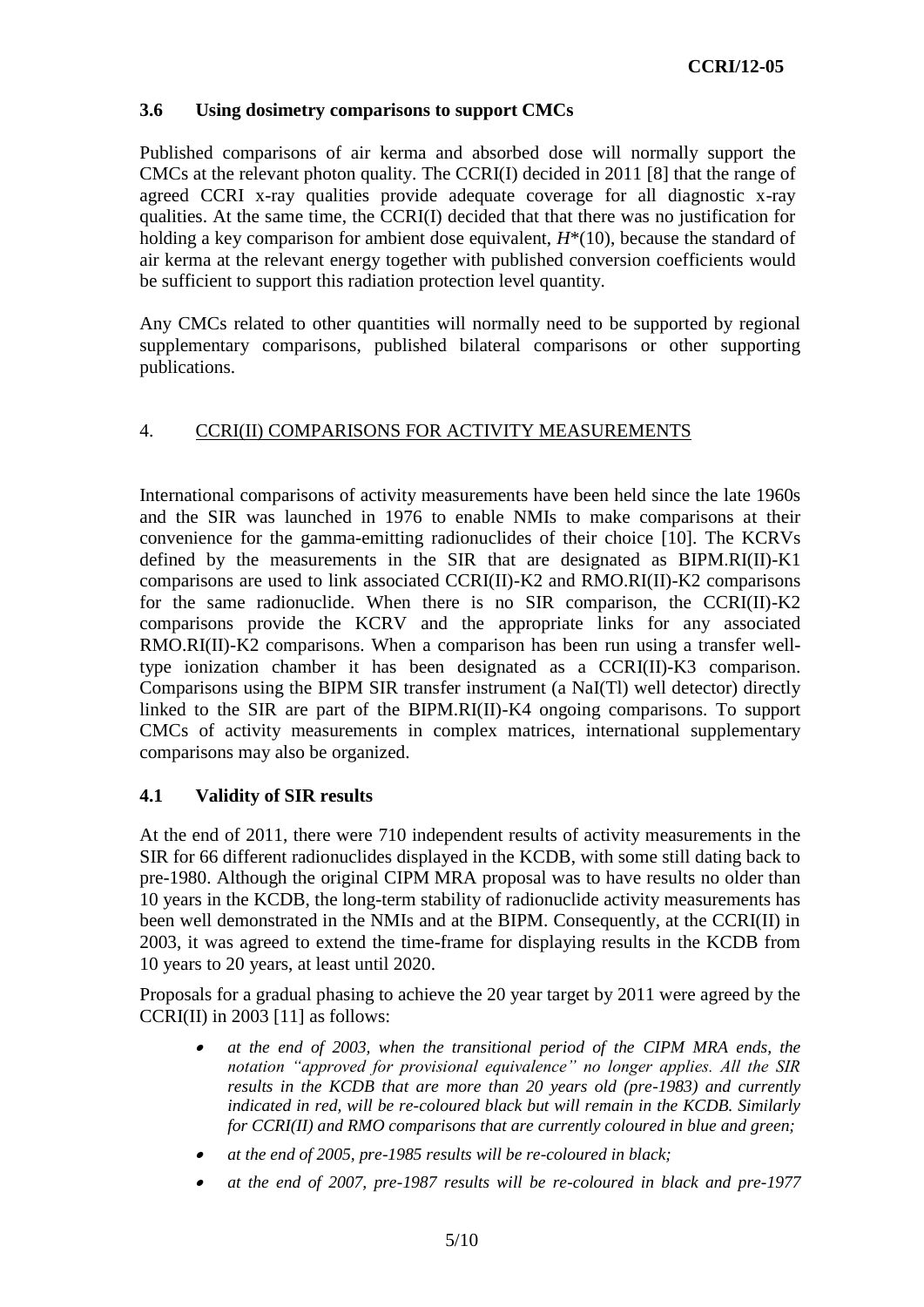### 3.6 Using dosimetry comparisons to support CMCs

Published comparisons of air kerma and absorbed dose will normally support the CMCs at the relevant photon quality. The CCRI(I) decided in 2011 [8] that the range of agreed CCRI x-ray qualities provide adequate coverage for all diagnostic x-ray qualities. At the same time, the CCRI(I) decided that that there was no justification for holding a key comparison for ambient dose equivalent, $H^*(10)$, because the standard of air kerma at the relevant energy together with published conversion coefficients would be sufficient to support this radiation protection level quantity.

Any CMCs related to other quantities will normally need to be supported by regional supplementary comparisons, published bilateral comparisons or other supporting publications.

## 4. CCRI(II) COMPARISONS FOR ACTIVITY MEASUREMENTS

International comparisons of activity measurements have been held since the late 1960s and the SIR was launched in 1976 to enable NMIs to make comparisons at their convenience for the gamma-emitting radionuclides of their choice [10]. The KCRVs defined by the measurements in the SIR that are designated as BIPM.RI(II)-K1 comparisons are used to link associated CCRI(II)-K2 and RMO.RI(II)-K2 comparisons for the same radionuclide. When there is no SIR comparison, the CCRI(II)-K2 comparisons provide the KCRV and the appropriate links for any associated RMO.RI(II)-K2 comparisons. When a comparison has been run using a transfer well-type ionization chamber it has been designated as a CCRI(II)-K3 comparison. Comparisons using the BIPM SIR transfer instrument (a NaI(Tl) well detector) directly linked to the SIR are part of the BIPM.RI(II)-K4 ongoing comparisons. To support CMCs of activity measurements in complex matrices, international supplementary comparisons may also be organized.

### 4.1 Validity of SIR results

At the end of 2011, there were 710 independent results of activity measurements in the SIR for 66 different radionuclides displayed in the KCDB, with some still dating back to pre-1980. Although the original CIPM MRA proposal was to have results no older than 10 years in the KCDB, the long-term stability of radionuclide activity measurements has been well demonstrated in the NMIs and at the BIPM. Consequently, at the CCRI(II) in 2003, it was agreed to extend the time-frame for displaying results in the KCDB from 10 years to 20 years, at least until 2020.

Proposals for a gradual phasing to achieve the 20 year target by 2011 were agreed by the CCRI(II) in 2003 [11] as follows:

- *at the end of 2003, when the transitional period of the CIPM MRA ends, the notation "approved for provisional equivalence" no longer applies. All the SIR results in the KCDB that are more than 20 years old (pre-1983) and currently indicated in red, will be re-coloured black but will remain in the KCDB. Similarly for CCRI(II) and RMO comparisons that are currently coloured in blue and green;*
- *at the end of 2005, pre-1985 results will be re-coloured in black;*
- *at the end of 2007, pre-1987 results will be re-coloured in black and pre-1977*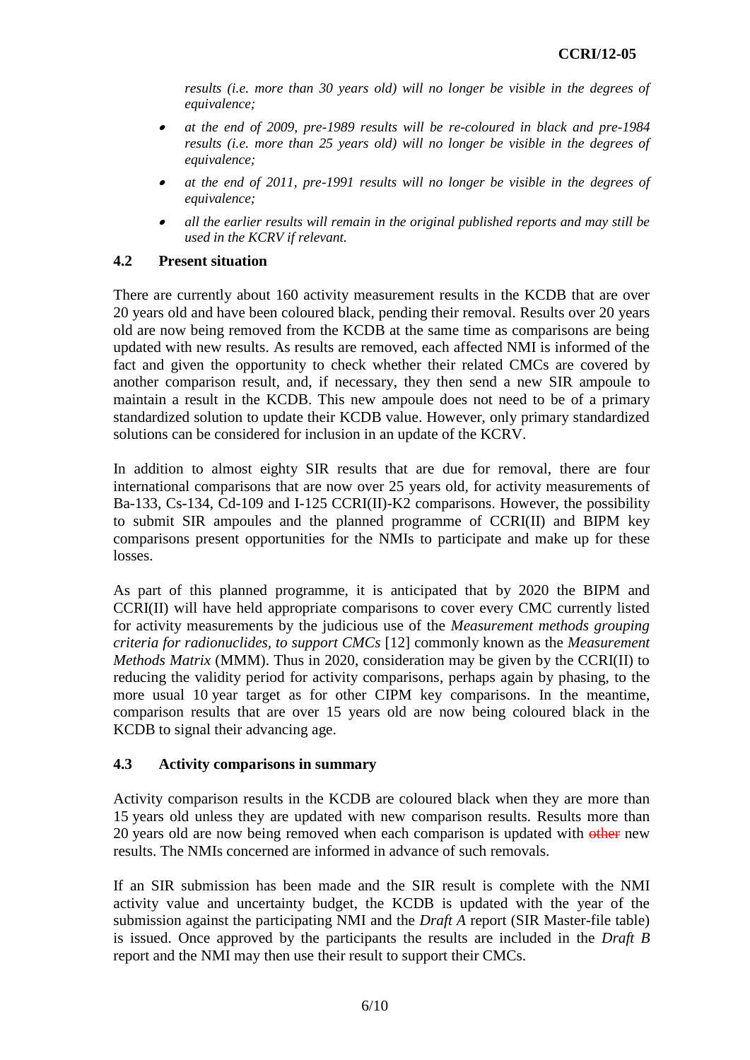*results (i.e. more than 30 years old) will no longer be visible in the degrees of equivalence;*

- *at the end of 2009, pre-1989 results will be re-coloured in black and pre-1984 results (i.e. more than 25 years old) will no longer be visible in the degrees of equivalence;*
- *at the end of 2011, pre-1991 results will no longer be visible in the degrees of equivalence;*
- *all the earlier results will remain in the original published reports and may still be used in the KCRV if relevant.*

### 4.2 Present situation

There are currently about 160 activity measurement results in the KCDB that are over 20 years old and have been coloured black, pending their removal. Results over 20 years old are now being removed from the KCDB at the same time as comparisons are being updated with new results. As results are removed, each affected NMI is informed of the fact and given the opportunity to check whether their related CMCs are covered by another comparison result, and, if necessary, they then send a new SIR ampoule to maintain a result in the KCDB. This new ampoule does not need to be of a primary standardized solution to update their KCDB value. However, only primary standardized solutions can be considered for inclusion in an update of the KCRV.

In addition to almost eighty SIR results that are due for removal, there are four international comparisons that are now over 25 years old, for activity measurements of Ba-133, Cs-134, Cd-109 and I-125 CCRI(II)-K2 comparisons. However, the possibility to submit SIR ampoules and the planned programme of CCRI(II) and BIPM key comparisons present opportunities for the NMIs to participate and make up for these losses.

As part of this planned programme, it is anticipated that by 2020 the BIPM and CCRI(II) will have held appropriate comparisons to cover every CMC currently listed for activity measurements by the judicious use of the *Measurement methods grouping criteria for radionuclides, to support CMCs* [12] commonly known as the *Measurement Methods Matrix* (MMM). Thus in 2020, consideration may be given by the CCRI(II) to reducing the validity period for activity comparisons, perhaps again by phasing, to the more usual 10 year target as for other CIPM key comparisons. In the meantime, comparison results that are over 15 years old are now being coloured black in the KCDB to signal their advancing age.

### 4.3 Activity comparisons in summary

Activity comparison results in the KCDB are coloured black when they are more than 15 years old unless they are updated with new comparison results. Results more than 20 years old are now being removed when each comparison is updated with ~~other~~ new results. The NMIs concerned are informed in advance of such removals.

If an SIR submission has been made and the SIR result is complete with the NMI activity value and uncertainty budget, the KCDB is updated with the year of the submission against the participating NMI and the *Draft A* report (SIR Master-file table) is issued. Once approved by the participants the results are included in the *Draft B* report and the NMI may then use their result to support their CMCs.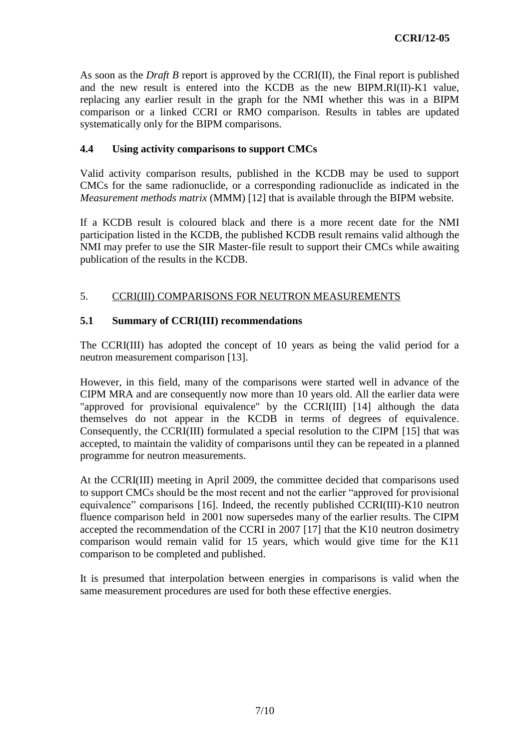As soon as the *Draft B* report is approved by the CCRI(II), the Final report is published and the new result is entered into the KCDB as the new BIPM.RI(II)-K1 value, replacing any earlier result in the graph for the NMI whether this was in a BIPM comparison or a linked CCRI or RMO comparison. Results in tables are updated systematically only for the BIPM comparisons.

### 4.4 Using activity comparisons to support CMCs

Valid activity comparison results, published in the KCDB may be used to support CMCs for the same radionuclide, or a corresponding radionuclide as indicated in the *Measurement methods matrix* (MMM) [12] that is available through the BIPM website.

If a KCDB result is coloured black and there is a more recent date for the NMI participation listed in the KCDB, the published KCDB result remains valid although the NMI may prefer to use the SIR Master-file result to support their CMCs while awaiting publication of the results in the KCDB.

## 5. CCRI(III) COMPARISONS FOR NEUTRON MEASUREMENTS

### 5.1 Summary of CCRI(III) recommendations

The CCRI(III) has adopted the concept of 10 years as being the valid period for a neutron measurement comparison [13].

However, in this field, many of the comparisons were started well in advance of the CIPM MRA and are consequently now more than 10 years old. All the earlier data were "approved for provisional equivalence" by the CCRI(III) [14] although the data themselves do not appear in the KCDB in terms of degrees of equivalence. Consequently, the CCRI(III) formulated a special resolution to the CIPM [15] that was accepted, to maintain the validity of comparisons until they can be repeated in a planned programme for neutron measurements.

At the CCRI(III) meeting in April 2009, the committee decided that comparisons used to support CMCs should be the most recent and not the earlier "approved for provisional equivalence" comparisons [16]. Indeed, the recently published CCRI(III)-K10 neutron fluence comparison held in 2001 now supersedes many of the earlier results. The CIPM accepted the recommendation of the CCRI in 2007 [17] that the K10 neutron dosimetry comparison would remain valid for 15 years, which would give time for the K11 comparison to be completed and published.

It is presumed that interpolation between energies in comparisons is valid when the same measurement procedures are used for both these effective energies.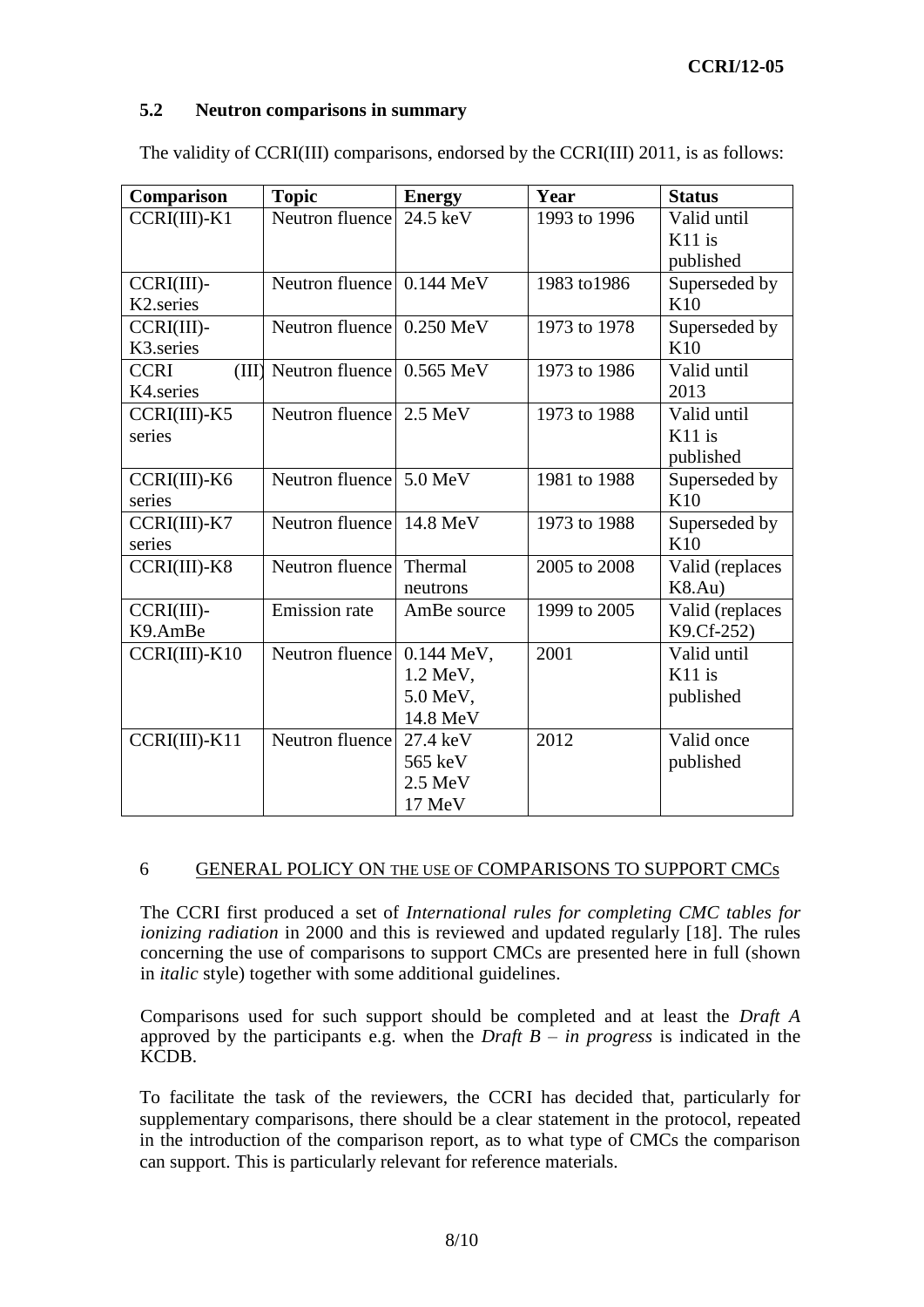### 5.2 Neutron comparisons in summary

The validity of CCRI(III) comparisons, endorsed by the CCRI(III) 2011, is as follows:

| Comparison | Topic | Energy | Year | Status |
|---|---|---|---|---|
| CCRI(III)-K1 | Neutron fluence | 24.5 keV | 1993 to 1996 | Valid until K11 is published |
| CCRI(III)-K2.series | Neutron fluence | 0.144 MeV | 1983 to1986 | Superseded by K10 |
| CCRI(III)-K3.series | Neutron fluence | 0.250 MeV | 1973 to 1978 | Superseded by K10 |
| CCRI (III) K4.series | Neutron fluence | 0.565 MeV | 1973 to 1986 | Valid until 2013 |
| CCRI(III)-K5 series | Neutron fluence | 2.5 MeV | 1973 to 1988 | Valid until K11 is published |
| CCRI(III)-K6 series | Neutron fluence | 5.0 MeV | 1981 to 1988 | Superseded by K10 |
| CCRI(III)-K7 series | Neutron fluence | 14.8 MeV | 1973 to 1988 | Superseded by K10 |
| CCRI(III)-K8 | Neutron fluence | Thermal neutrons | 2005 to 2008 | Valid (replaces K8.Au) |
| CCRI(III)-K9.AmBe | Emission rate | AmBe source | 1999 to 2005 | Valid (replaces K9.Cf-252) |
| CCRI(III)-K10 | Neutron fluence | 0.144 MeV, 1.2 MeV, 5.0 MeV, 14.8 MeV | 2001 | Valid until K11 is published |
| CCRI(III)-K11 | Neutron fluence | 27.4 keV 565 keV 2.5 MeV 17 MeV | 2012 | Valid once published |

## 6 GENERAL POLICY ON THE USE OF COMPARISONS TO SUPPORT CMCs

The CCRI first produced a set of *International rules for completing CMC tables for ionizing radiation* in 2000 and this is reviewed and updated regularly [18]. The rules concerning the use of comparisons to support CMCs are presented here in full (shown in *italic* style) together with some additional guidelines.

Comparisons used for such support should be completed and at least the *Draft A* approved by the participants e.g. when the *Draft B – in progress* is indicated in the KCDB.

To facilitate the task of the reviewers, the CCRI has decided that, particularly for supplementary comparisons, there should be a clear statement in the protocol, repeated in the introduction of the comparison report, as to what type of CMCs the comparison can support. This is particularly relevant for reference materials.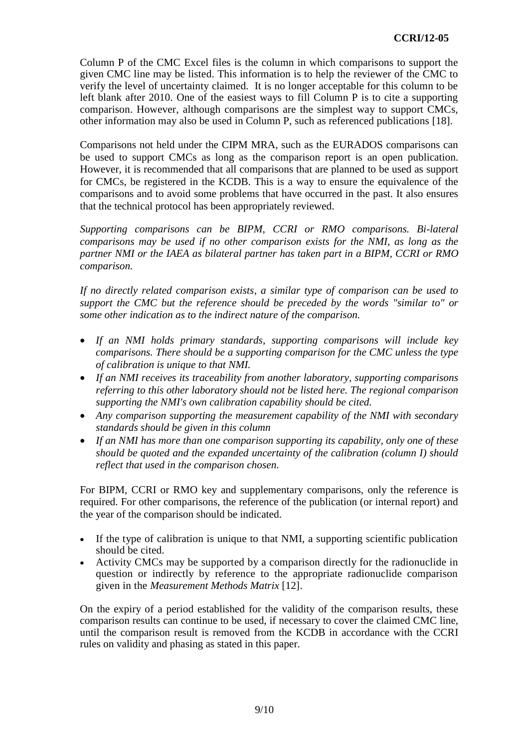Column P of the CMC Excel files is the column in which comparisons to support the given CMC line may be listed. This information is to help the reviewer of the CMC to verify the level of uncertainty claimed. It is no longer acceptable for this column to be left blank after 2010. One of the easiest ways to fill Column P is to cite a supporting comparison. However, although comparisons are the simplest way to support CMCs, other information may also be used in Column P, such as referenced publications [18].

Comparisons not held under the CIPM MRA, such as the EURADOS comparisons can be used to support CMCs as long as the comparison report is an open publication. However, it is recommended that all comparisons that are planned to be used as support for CMCs, be registered in the KCDB. This is a way to ensure the equivalence of the comparisons and to avoid some problems that have occurred in the past. It also ensures that the technical protocol has been appropriately reviewed.

*Supporting comparisons can be BIPM, CCRI or RMO comparisons. Bi-lateral comparisons may be used if no other comparison exists for the NMI, as long as the partner NMI or the IAEA as bilateral partner has taken part in a BIPM, CCRI or RMO comparison.*

*If no directly related comparison exists, a similar type of comparison can be used to support the CMC but the reference should be preceded by the words "similar to" or some other indication as to the indirect nature of the comparison.*

- *If an NMI holds primary standards, supporting comparisons will include key comparisons. There should be a supporting comparison for the CMC unless the type of calibration is unique to that NMI.*
- *If an NMI receives its traceability from another laboratory, supporting comparisons referring to this other laboratory should not be listed here. The regional comparison supporting the NMI's own calibration capability should be cited.*
- *Any comparison supporting the measurement capability of the NMI with secondary standards should be given in this column*
- *If an NMI has more than one comparison supporting its capability, only one of these should be quoted and the expanded uncertainty of the calibration (column I) should reflect that used in the comparison chosen.*

For BIPM, CCRI or RMO key and supplementary comparisons, only the reference is required. For other comparisons, the reference of the publication (or internal report) and the year of the comparison should be indicated.

- If the type of calibration is unique to that NMI, a supporting scientific publication should be cited.
- Activity CMCs may be supported by a comparison directly for the radionuclide in question or indirectly by reference to the appropriate radionuclide comparison given in the *Measurement Methods Matrix* [12].

On the expiry of a period established for the validity of the comparison results, these comparison results can continue to be used, if necessary to cover the claimed CMC line, until the comparison result is removed from the KCDB in accordance with the CCRI rules on validity and phasing as stated in this paper.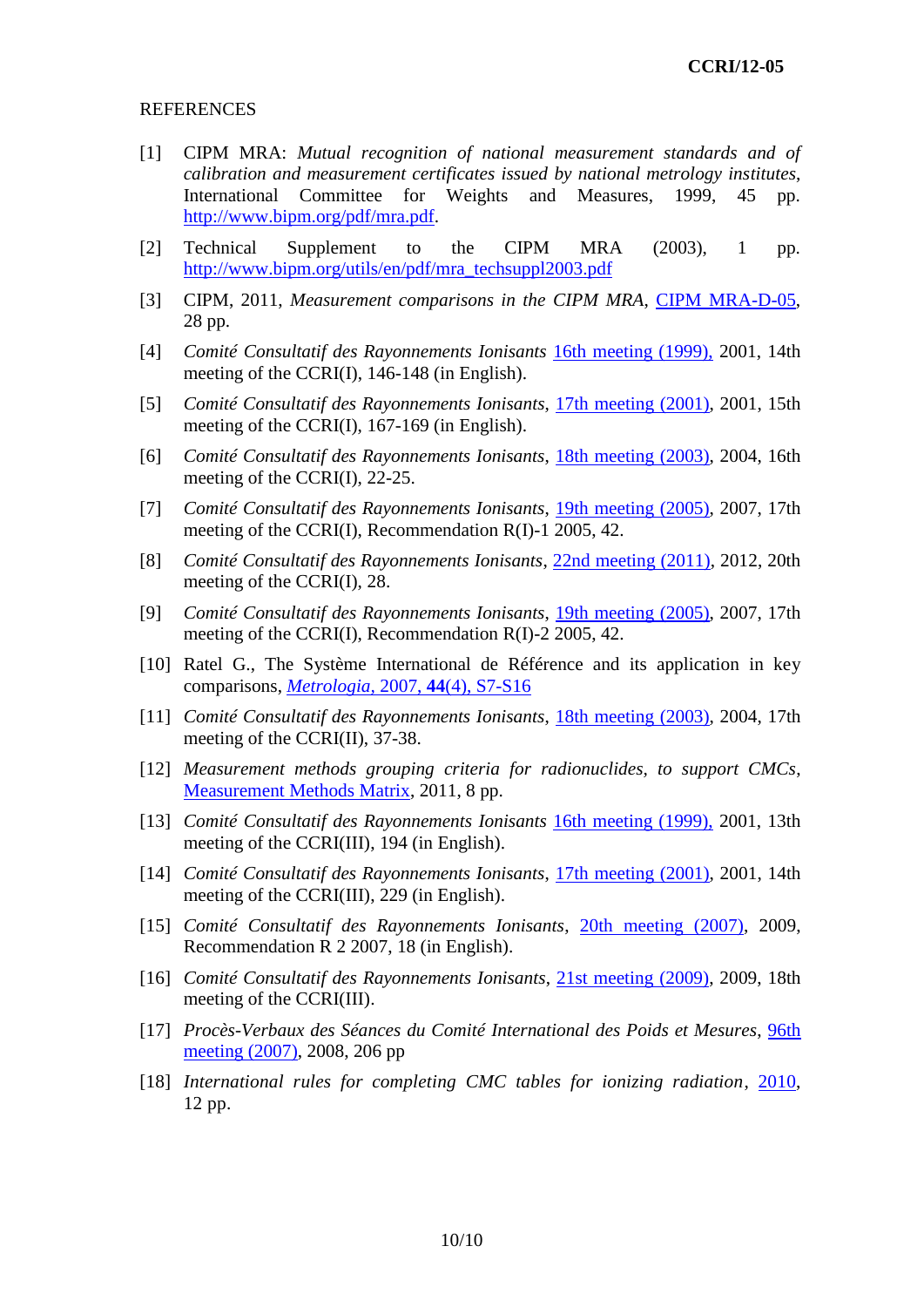REFERENCES

[1] CIPM MRA: *Mutual recognition of national measurement standards and of calibration and measurement certificates issued by national metrology institutes*, International Committee for Weights and Measures, 1999, 45 pp. http://www.bipm.org/pdf/mra.pdf.

[2] Technical Supplement to the CIPM MRA (2003), 1 pp. http://www.bipm.org/utils/en/pdf/mra_techsuppl2003.pdf

[3] CIPM, 2011, *Measurement comparisons in the CIPM MRA*, CIPM MRA-D-05, 28 pp.

[4] *Comité Consultatif des Rayonnements Ionisants* 16th meeting (1999), 2001, 14th meeting of the CCRI(I), 146-148 (in English).

[5] *Comité Consultatif des Rayonnements Ionisants*, 17th meeting (2001), 2001, 15th meeting of the CCRI(I), 167-169 (in English).

[6] *Comité Consultatif des Rayonnements Ionisants*, 18th meeting (2003), 2004, 16th meeting of the CCRI(I), 22-25.

[7] *Comité Consultatif des Rayonnements Ionisants*, 19th meeting (2005), 2007, 17th meeting of the CCRI(I), Recommendation R(I)-1 2005, 42.

[8] *Comité Consultatif des Rayonnements Ionisants*, 22nd meeting (2011), 2012, 20th meeting of the CCRI(I), 28.

[9] *Comité Consultatif des Rayonnements Ionisants*, 19th meeting (2005), 2007, 17th meeting of the CCRI(I), Recommendation R(I)-2 2005, 42.

[10] Ratel G., The Système International de Référence and its application in key comparisons, *Metrologia*, 2007, **44**(4), S7-S16

[11] *Comité Consultatif des Rayonnements Ionisants*, 18th meeting (2003), 2004, 17th meeting of the CCRI(II), 37-38.

[12] *Measurement methods grouping criteria for radionuclides, to support CMCs*, Measurement Methods Matrix, 2011, 8 pp.

[13] *Comité Consultatif des Rayonnements Ionisants* 16th meeting (1999), 2001, 13th meeting of the CCRI(III), 194 (in English).

[14] *Comité Consultatif des Rayonnements Ionisants*, 17th meeting (2001), 2001, 14th meeting of the CCRI(III), 229 (in English).

[15] *Comité Consultatif des Rayonnements Ionisants*, 20th meeting (2007), 2009, Recommendation R 2 2007, 18 (in English).

[16] *Comité Consultatif des Rayonnements Ionisants*, 21st meeting (2009), 2009, 18th meeting of the CCRI(III).

[17] *Procès-Verbaux des Séances du Comité International des Poids et Mesures*, 96th meeting (2007), 2008, 206 pp

[18] *International rules for completing CMC tables for ionizing radiation*, 2010, 12 pp.